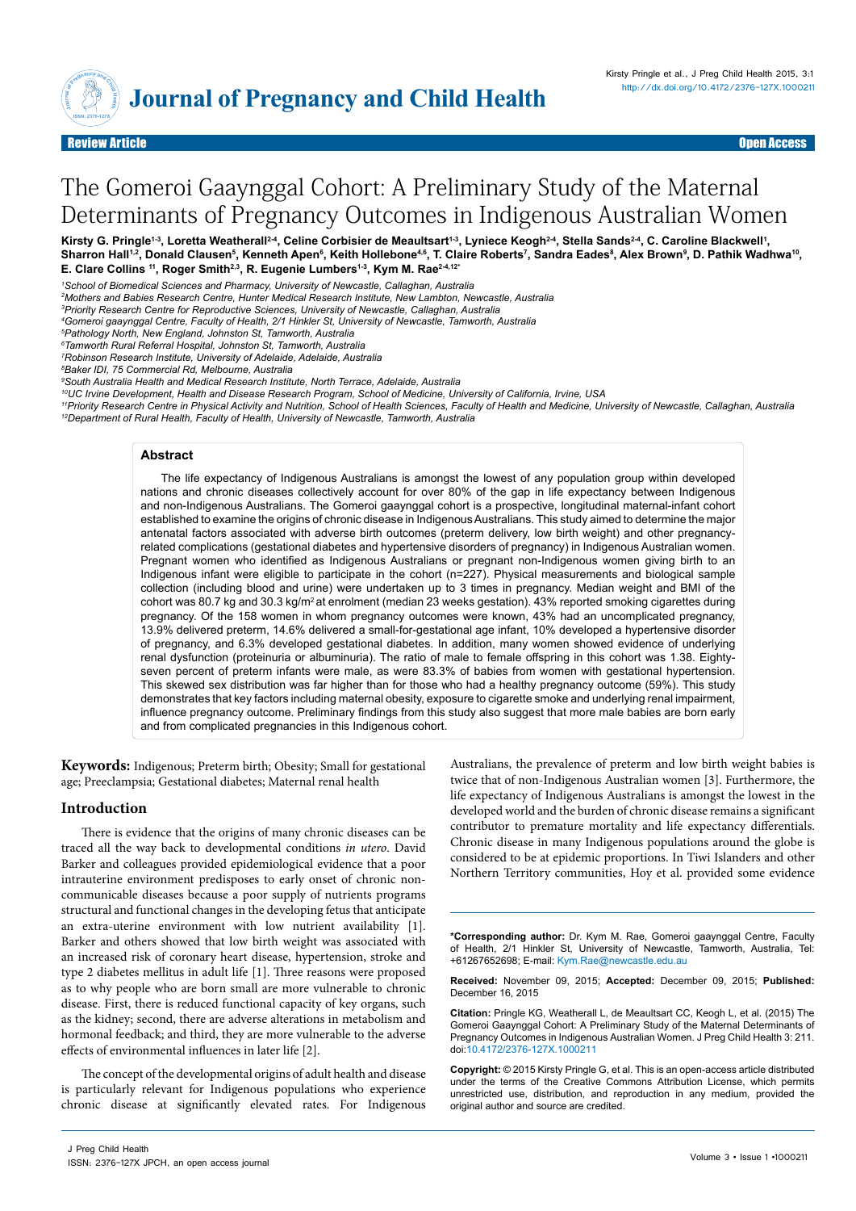Review Article

Open Access

# The Gomeroi Gaaynggal Cohort: A Preliminary Study of the Maternal Determinants of Pregnancy Outcomes in Indigenous Australian Women

**Kirsty G. Pringle[1-3], Loretta Weatherall[2-4], Celine Corbisier de Meaultsart[1-3], Lyniece Keogh[2-4], Stella Sands[2-4], C. Caroline Blackwell[1], Sharron Hall[1,2], Donald Clausen[5], Kenneth Apen[6], Keith Hollebone[4,6], T. Claire Roberts[7], Sandra Eades[8], Alex Brown[9], D. Pathik Wadhwa[10], E. Clare Collins [11], Roger Smith[2,3], R. Eugenie Lumbers[1-3], Kym M. Rae[2-4,12*]**

*[1]School of Biomedical Sciences and Pharmacy, University of Newcastle, Callaghan, Australia*
*[2]Mothers and Babies Research Centre, Hunter Medical Research Institute, New Lambton, Newcastle, Australia*
*[3]Priority Research Centre for Reproductive Sciences, University of Newcastle, Callaghan, Australia*
*[4]Gomeroi gaaynggal Centre, Faculty of Health, 2/1 Hinkler St, University of Newcastle, Tamworth, Australia*
*[5]Pathology North, New England, Johnston St, Tamworth, Australia*
*[6]Tamworth Rural Referral Hospital, Johnston St, Tamworth, Australia*
*[7]Robinson Research Institute, University of Adelaide, Adelaide, Australia*
*[8]Baker IDI, 75 Commercial Rd, Melbourne, Australia*
*[9]South Australia Health and Medical Research Institute, North Terrace, Adelaide, Australia*
*[10]UC Irvine Development, Health and Disease Research Program, School of Medicine, University of California, Irvine, USA*
*[11]Priority Research Centre in Physical Activity and Nutrition, School of Health Sciences, Faculty of Health and Medicine, University of Newcastle, Callaghan, Australia*
*[12]Department of Rural Health, Faculty of Health, University of Newcastle, Tamworth, Australia*

## Abstract

The life expectancy of Indigenous Australians is amongst the lowest of any population group within developed nations and chronic diseases collectively account for over 80% of the gap in life expectancy between Indigenous and non-Indigenous Australians. The Gomeroi gaaynggal cohort is a prospective, longitudinal maternal-infant cohort established to examine the origins of chronic disease in Indigenous Australians. This study aimed to determine the major antenatal factors associated with adverse birth outcomes (preterm delivery, low birth weight) and other pregnancy-related complications (gestational diabetes and hypertensive disorders of pregnancy) in Indigenous Australian women. Pregnant women who identified as Indigenous Australians or pregnant non-Indigenous women giving birth to an Indigenous infant were eligible to participate in the cohort (n=227). Physical measurements and biological sample collection (including blood and urine) were undertaken up to 3 times in pregnancy. Median weight and BMI of the cohort was 80.7 kg and 30.3 kg/m$^2$ at enrolment (median 23 weeks gestation). 43% reported smoking cigarettes during pregnancy. Of the 158 women in whom pregnancy outcomes were known, 43% had an uncomplicated pregnancy, 13.9% delivered preterm, 14.6% delivered a small-for-gestational age infant, 10% developed a hypertensive disorder of pregnancy, and 6.3% developed gestational diabetes. In addition, many women showed evidence of underlying renal dysfunction (proteinuria or albuminuria). The ratio of male to female offspring in this cohort was 1.38. Eighty-seven percent of preterm infants were male, as were 83.3% of babies from women with gestational hypertension. This skewed sex distribution was far higher than for those who had a healthy pregnancy outcome (59%). This study demonstrates that key factors including maternal obesity, exposure to cigarette smoke and underlying renal impairment, influence pregnancy outcome. Preliminary findings from this study also suggest that more male babies are born early and from complicated pregnancies in this Indigenous cohort.

**Keywords:** Indigenous; Preterm birth; Obesity; Small for gestational age; Preeclampsia; Gestational diabetes; Maternal renal health

## Introduction

There is evidence that the origins of many chronic diseases can be traced all the way back to developmental conditions *in utero*. David Barker and colleagues provided epidemiological evidence that a poor intrauterine environment predisposes to early onset of chronic non-communicable diseases because a poor supply of nutrients programs structural and functional changes in the developing fetus that anticipate an extra-uterine environment with low nutrient availability [1]. Barker and others showed that low birth weight was associated with an increased risk of coronary heart disease, hypertension, stroke and type 2 diabetes mellitus in adult life [1]. Three reasons were proposed as to why people who are born small are more vulnerable to chronic disease. First, there is reduced functional capacity of key organs, such as the kidney; second, there are adverse alterations in metabolism and hormonal feedback; and third, they are more vulnerable to the adverse effects of environmental influences in later life [2].

The concept of the developmental origins of adult health and disease is particularly relevant for Indigenous populations who experience chronic disease at significantly elevated rates. For Indigenous Australians, the prevalence of preterm and low birth weight babies is twice that of non-Indigenous Australian women [3]. Furthermore, the life expectancy of Indigenous Australians is amongst the lowest in the developed world and the burden of chronic disease remains a significant contributor to premature mortality and life expectancy differentials. Chronic disease in many Indigenous populations around the globe is considered to be at epidemic proportions. In Tiwi Islanders and other Northern Territory communities, Hoy et al. provided some evidence

**\*Corresponding author:** Dr. Kym M. Rae, Gomeroi gaaynggal Centre, Faculty of Health, 2/1 Hinkler St, University of Newcastle, Tamworth, Australia, Tel: +61267652698; E-mail: Kym.Rae@newcastle.edu.au

**Received:** November 09, 2015; **Accepted:** December 09, 2015; **Published:** December 16, 2015

**Citation:** Pringle KG, Weatherall L, de Meaultsart CC, Keogh L, et al. (2015) The Gomeroi Gaaynggal Cohort: A Preliminary Study of the Maternal Determinants of Pregnancy Outcomes in Indigenous Australian Women. J Preg Child Health 3: 211. doi:10.4172/2376-127X.1000211

**Copyright:** © 2015 Kirsty Pringle G, et al. This is an open-access article distributed under the terms of the Creative Commons Attribution License, which permits unrestricted use, distribution, and reproduction in any medium, provided the original author and source are credited.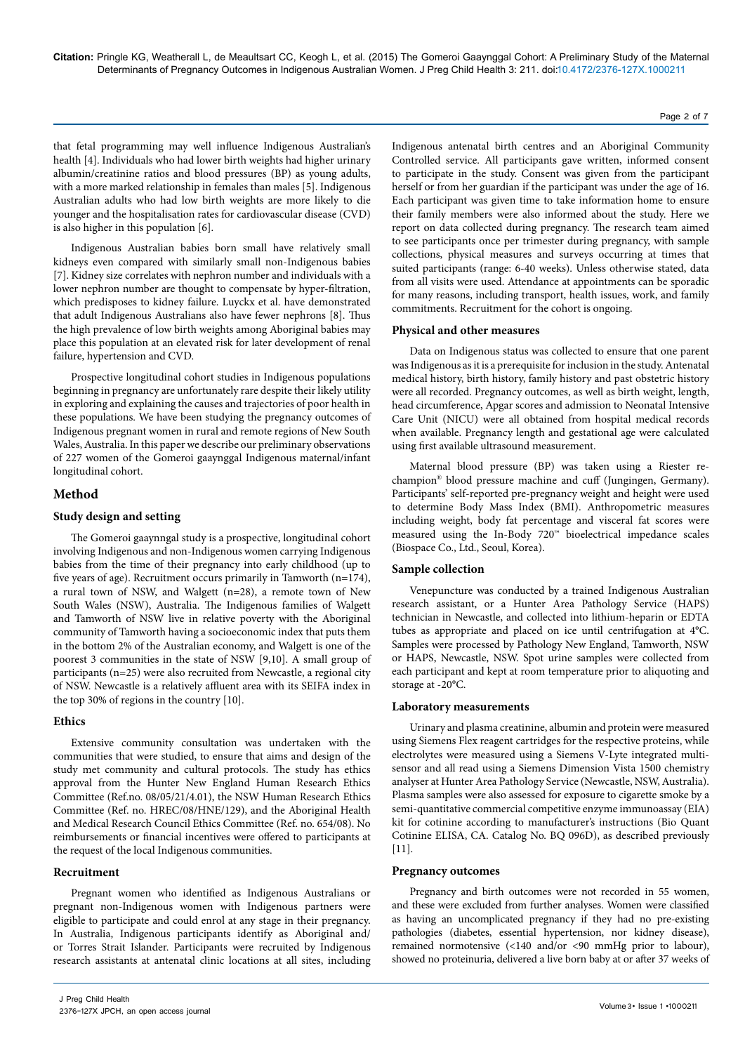that fetal programming may well influence Indigenous Australian's health [4]. Individuals who had lower birth weights had higher urinary albumin/creatinine ratios and blood pressures (BP) as young adults, with a more marked relationship in females than males [5]. Indigenous Australian adults who had low birth weights are more likely to die younger and the hospitalisation rates for cardiovascular disease (CVD) is also higher in this population [6].

Indigenous Australian babies born small have relatively small kidneys even compared with similarly small non-Indigenous babies [7]. Kidney size correlates with nephron number and individuals with a lower nephron number are thought to compensate by hyper-filtration, which predisposes to kidney failure. Luyckx et al. have demonstrated that adult Indigenous Australians also have fewer nephrons [8]. Thus the high prevalence of low birth weights among Aboriginal babies may place this population at an elevated risk for later development of renal failure, hypertension and CVD.

Prospective longitudinal cohort studies in Indigenous populations beginning in pregnancy are unfortunately rare despite their likely utility in exploring and explaining the causes and trajectories of poor health in these populations. We have been studying the pregnancy outcomes of Indigenous pregnant women in rural and remote regions of New South Wales, Australia. In this paper we describe our preliminary observations of 227 women of the Gomeroi gaaynggal Indigenous maternal/infant longitudinal cohort.

# Method

## Study design and setting

The Gomeroi gaaynggal study is a prospective, longitudinal cohort involving Indigenous and non-Indigenous women carrying Indigenous babies from the time of their pregnancy into early childhood (up to five years of age). Recruitment occurs primarily in Tamworth (n=174), a rural town of NSW, and Walgett (n=28), a remote town of New South Wales (NSW), Australia. The Indigenous families of Walgett and Tamworth of NSW live in relative poverty with the Aboriginal community of Tamworth having a socioeconomic index that puts them in the bottom 2% of the Australian economy, and Walgett is one of the poorest 3 communities in the state of NSW [9,10]. A small group of participants (n=25) were also recruited from Newcastle, a regional city of NSW. Newcastle is a relatively affluent area with its SEIFA index in the top 30% of regions in the country [10].

## Ethics

Extensive community consultation was undertaken with the communities that were studied, to ensure that aims and design of the study met community and cultural protocols. The study has ethics approval from the Hunter New England Human Research Ethics Committee (Ref.no. 08/05/21/4.01), the NSW Human Research Ethics Committee (Ref. no. HREC/08/HNE/129), and the Aboriginal Health and Medical Research Council Ethics Committee (Ref. no. 654/08). No reimbursements or financial incentives were offered to participants at the request of the local Indigenous communities.

## Recruitment

Pregnant women who identified as Indigenous Australians or pregnant non-Indigenous women with Indigenous partners were eligible to participate and could enrol at any stage in their pregnancy. In Australia, Indigenous participants identify as Aboriginal and/or Torres Strait Islander. Participants were recruited by Indigenous research assistants at antenatal clinic locations at all sites, including Indigenous antenatal birth centres and an Aboriginal Community Controlled service. All participants gave written, informed consent to participate in the study. Consent was given from the participant herself or from her guardian if the participant was under the age of 16. Each participant was given time to take information home to ensure their family members were also informed about the study. Here we report on data collected during pregnancy. The research team aimed to see participants once per trimester during pregnancy, with sample collections, physical measures and surveys occurring at times that suited participants (range: 6-40 weeks). Unless otherwise stated, data from all visits were used. Attendance at appointments can be sporadic for many reasons, including transport, health issues, work, and family commitments. Recruitment for the cohort is ongoing.

## Physical and other measures

Data on Indigenous status was collected to ensure that one parent was Indigenous as it is a prerequisite for inclusion in the study. Antenatal medical history, birth history, family history and past obstetric history were all recorded. Pregnancy outcomes, as well as birth weight, length, head circumference, Apgar scores and admission to Neonatal Intensive Care Unit (NICU) were all obtained from hospital medical records when available. Pregnancy length and gestational age were calculated using first available ultrasound measurement.

Maternal blood pressure (BP) was taken using a Riester re-champion® blood pressure machine and cuff (Jungingen, Germany). Participants' self-reported pre-pregnancy weight and height were used to determine Body Mass Index (BMI). Anthropometric measures including weight, body fat percentage and visceral fat scores were measured using the In-Body 720™ bioelectrical impedance scales (Biospace Co., Ltd., Seoul, Korea).

## Sample collection

Venepuncture was conducted by a trained Indigenous Australian research assistant, or a Hunter Area Pathology Service (HAPS) technician in Newcastle, and collected into lithium-heparin or EDTA tubes as appropriate and placed on ice until centrifugation at 4°C. Samples were processed by Pathology New England, Tamworth, NSW or HAPS, Newcastle, NSW. Spot urine samples were collected from each participant and kept at room temperature prior to aliquoting and storage at -20°C.

## Laboratory measurements

Urinary and plasma creatinine, albumin and protein were measured using Siemens Flex reagent cartridges for the respective proteins, while electrolytes were measured using a Siemens V-Lyte integrated multi-sensor and all read using a Siemens Dimension Vista 1500 chemistry analyser at Hunter Area Pathology Service (Newcastle, NSW, Australia). Plasma samples were also assessed for exposure to cigarette smoke by a semi-quantitative commercial competitive enzyme immunoassay (EIA) kit for cotinine according to manufacturer's instructions (Bio Quant Cotinine ELISA, CA. Catalog No. BQ 096D), as described previously [11].

## Pregnancy outcomes

Pregnancy and birth outcomes were not recorded in 55 women, and these were excluded from further analyses. Women were classified as having an uncomplicated pregnancy if they had no pre-existing pathologies (diabetes, essential hypertension, nor kidney disease), remained normotensive (<140 and/or <90 mmHg prior to labour), showed no proteinuria, delivered a live born baby at or after 37 weeks of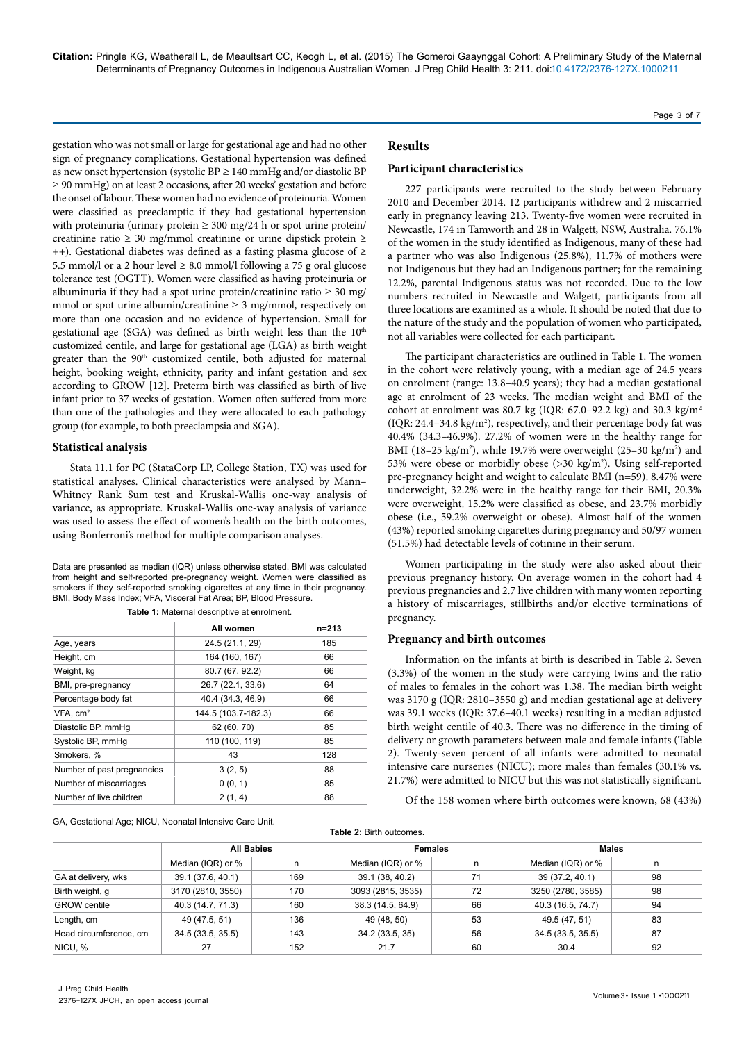gestation who was not small or large for gestational age and had no other sign of pregnancy complications. Gestational hypertension was defined as new onset hypertension (systolic BP ≥ 140 mmHg and/or diastolic BP ≥ 90 mmHg) on at least 2 occasions, after 20 weeks' gestation and before the onset of labour. These women had no evidence of proteinuria. Women were classified as preeclamptic if they had gestational hypertension with proteinuria (urinary protein ≥ 300 mg/24 h or spot urine protein/creatinine ratio ≥ 30 mg/mmol creatinine or urine dipstick protein ≥ ++). Gestational diabetes was defined as a fasting plasma glucose of ≥ 5.5 mmol/l or a 2 hour level ≥ 8.0 mmol/l following a 75 g oral glucose tolerance test (OGTT). Women were classified as having proteinuria or albuminuria if they had a spot urine protein/creatinine ratio ≥ 30 mg/mmol or spot urine albumin/creatinine ≥ 3 mg/mmol, respectively on more than one occasion and no evidence of hypertension. Small for gestational age (SGA) was defined as birth weight less than the 10th customized centile, and large for gestational age (LGA) as birth weight greater than the 90th customized centile, both adjusted for maternal height, booking weight, ethnicity, parity and infant gestation and sex according to GROW [12]. Preterm birth was classified as birth of live infant prior to 37 weeks of gestation. Women often suffered from more than one of the pathologies and they were allocated to each pathology group (for example, to both preeclampsia and SGA).

### Statistical analysis

Stata 11.1 for PC (StataCorp LP, College Station, TX) was used for statistical analyses. Clinical characteristics were analysed by Mann–Whitney Rank Sum test and Kruskal-Wallis one-way analysis of variance, as appropriate. Kruskal-Wallis one-way analysis of variance was used to assess the effect of women's health on the birth outcomes, using Bonferroni's method for multiple comparison analyses.

Data are presented as median (IQR) unless otherwise stated. BMI was calculated from height and self-reported pre-pregnancy weight. Women were classified as smokers if they self-reported smoking cigarettes at any time in their pregnancy. BMI, Body Mass Index; VFA, Visceral Fat Area; BP, Blood Pressure.

**Table 1:** Maternal descriptive at enrolment.

| | All women | n=213 |
|---|---|---|
| Age, years | 24.5 (21.1, 29) | 185 |
| Height, cm | 164 (160, 167) | 66 |
| Weight, kg | 80.7 (67, 92.2) | 66 |
| BMI, pre-pregnancy | 26.7 (22.1, 33.6) | 64 |
| Percentage body fat | 40.4 (34.3, 46.9) | 66 |
| VFA, cm² | 144.5 (103.7-182.3) | 66 |
| Diastolic BP, mmHg | 62 (60, 70) | 85 |
| Systolic BP, mmHg | 110 (100, 119) | 85 |
| Smokers, % | 43 | 128 |
| Number of past pregnancies | 3 (2, 5) | 88 |
| Number of miscarriages | 0 (0, 1) | 85 |
| Number of live children | 2 (1, 4) | 88 |

## Results

### Participant characteristics

227 participants were recruited to the study between February 2010 and December 2014. 12 participants withdrew and 2 miscarried early in pregnancy leaving 213. Twenty-five women were recruited in Newcastle, 174 in Tamworth and 28 in Walgett, NSW, Australia. 76.1% of the women in the study identified as Indigenous, many of these had a partner who was also Indigenous (25.8%), 11.7% of mothers were not Indigenous but they had an Indigenous partner; for the remaining 12.2%, parental Indigenous status was not recorded. Due to the low numbers recruited in Newcastle and Walgett, participants from all three locations are examined as a whole. It should be noted that due to the nature of the study and the population of women who participated, not all variables were collected for each participant.

The participant characteristics are outlined in Table 1. The women in the cohort were relatively young, with a median age of 24.5 years on enrolment (range: 13.8–40.9 years); they had a median gestational age at enrolment of 23 weeks. The median weight and BMI of the cohort at enrolment was 80.7 kg (IQR: 67.0–92.2 kg) and 30.3 kg/m² (IQR: 24.4–34.8 kg/m²), respectively, and their percentage body fat was 40.4% (34.3–46.9%). 27.2% of women were in the healthy range for BMI (18–25 kg/m²), while 19.7% were overweight (25–30 kg/m²) and 53% were obese or morbidly obese (>30 kg/m²). Using self-reported pre-pregnancy height and weight to calculate BMI (n=59), 8.47% were underweight, 32.2% were in the healthy range for their BMI, 20.3% were overweight, 15.2% were classified as obese, and 23.7% morbidly obese (i.e., 59.2% overweight or obese). Almost half of the women (43%) reported smoking cigarettes during pregnancy and 50/97 women (51.5%) had detectable levels of cotinine in their serum.

Women participating in the study were also asked about their previous pregnancy history. On average women in the cohort had 4 previous pregnancies and 2.7 live children with many women reporting a history of miscarriages, stillbirths and/or elective terminations of pregnancy.

### Pregnancy and birth outcomes

Information on the infants at birth is described in Table 2. Seven (3.3%) of the women in the study were carrying twins and the ratio of males to females in the cohort was 1.38. The median birth weight was 3170 g (IQR: 2810–3550 g) and median gestational age at delivery was 39.1 weeks (IQR: 37.6–40.1 weeks) resulting in a median adjusted birth weight centile of 40.3. There was no difference in the timing of delivery or growth parameters between male and female infants (Table 2). Twenty-seven percent of all infants were admitted to neonatal intensive care nurseries (NICU); more males than females (30.1% vs. 21.7%) were admitted to NICU but this was not statistically significant.

Of the 158 women where birth outcomes were known, 68 (43%)

GA, Gestational Age; NICU, Neonatal Intensive Care Unit.

**Table 2:** Birth outcomes.

| | All Babies | | Females | | Males | |
|---|---|---|---|---|---|---|
| | Median (IQR) or % | n | Median (IQR) or % | n | Median (IQR) or % | n |
| GA at delivery, wks | 39.1 (37.6, 40.1) | 169 | 39.1 (38, 40.2) | 71 | 39 (37.2, 40.1) | 98 |
| Birth weight, g | 3170 (2810, 3550) | 170 | 3093 (2815, 3535) | 72 | 3250 (2780, 3585) | 98 |
| GROW centile | 40.3 (14.7, 71.3) | 160 | 38.3 (14.5, 64.9) | 66 | 40.3 (16.5, 74.7) | 94 |
| Length, cm | 49 (47.5, 51) | 136 | 49 (48, 50) | 53 | 49.5 (47, 51) | 83 |
| Head circumference, cm | 34.5 (33.5, 35.5) | 143 | 34.2 (33.5, 35) | 56 | 34.5 (33.5, 35.5) | 87 |
| NICU, % | 27 | 152 | 21.7 | 60 | 30.4 | 92 |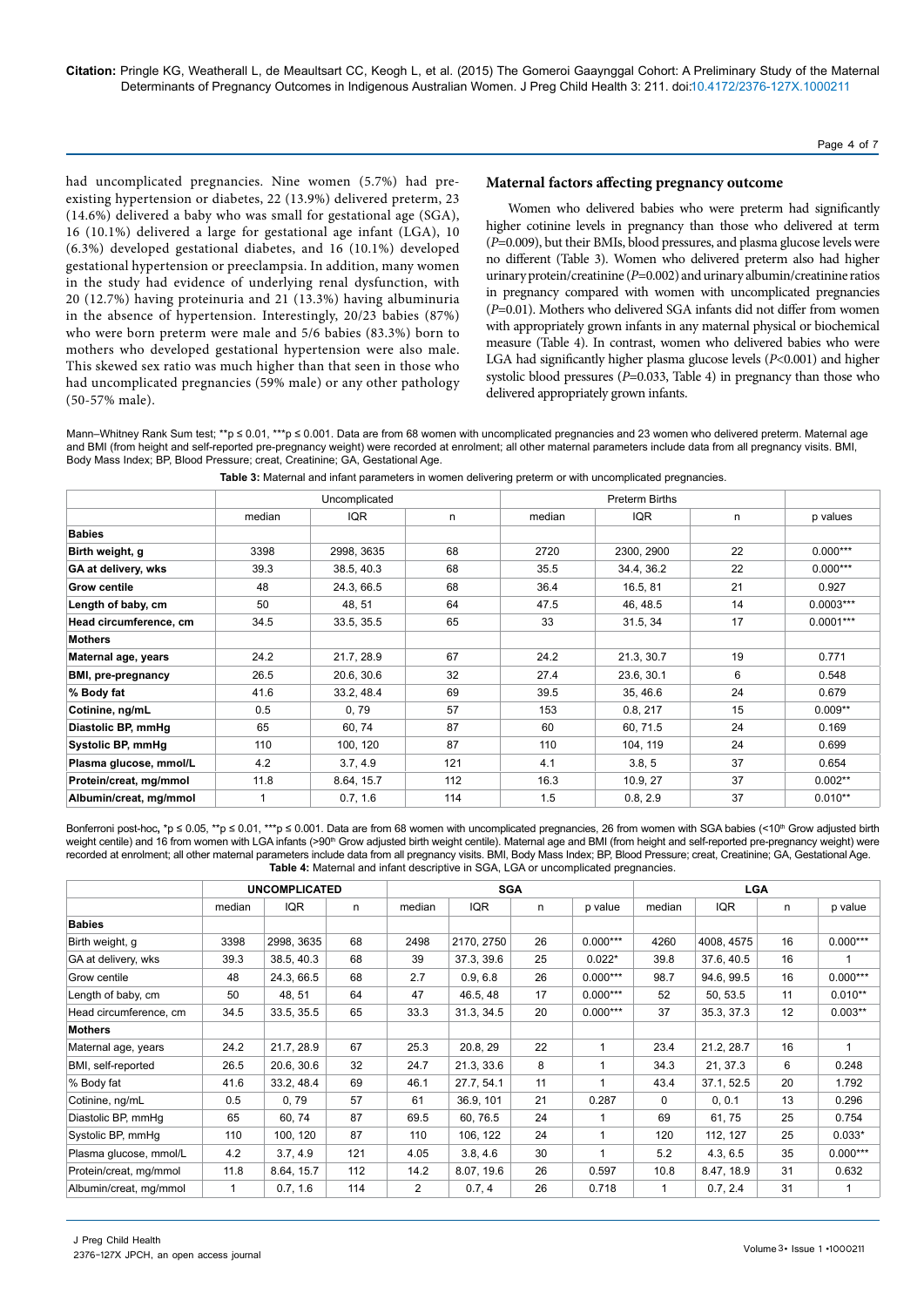had uncomplicated pregnancies. Nine women (5.7%) had pre-existing hypertension or diabetes, 22 (13.9%) delivered preterm, 23 (14.6%) delivered a baby who was small for gestational age (SGA), 16 (10.1%) delivered a large for gestational age infant (LGA), 10 (6.3%) developed gestational diabetes, and 16 (10.1%) developed gestational hypertension or preeclampsia. In addition, many women in the study had evidence of underlying renal dysfunction, with 20 (12.7%) having proteinuria and 21 (13.3%) having albuminuria in the absence of hypertension. Interestingly, 20/23 babies (87%) who were born preterm were male and 5/6 babies (83.3%) born to mothers who developed gestational hypertension were also male. This skewed sex ratio was much higher than that seen in those who had uncomplicated pregnancies (59% male) or any other pathology (50-57% male).

### Maternal factors affecting pregnancy outcome

Women who delivered babies who were preterm had significantly higher cotinine levels in pregnancy than those who delivered at term (*P*=0.009), but their BMIs, blood pressures, and plasma glucose levels were no different (Table 3). Women who delivered preterm also had higher urinary protein/creatinine (*P*=0.002) and urinary albumin/creatinine ratios in pregnancy compared with women with uncomplicated pregnancies (*P*=0.01). Mothers who delivered SGA infants did not differ from women with appropriately grown infants in any maternal physical or biochemical measure (Table 4). In contrast, women who delivered babies who were LGA had significantly higher plasma glucose levels (*P*<0.001) and higher systolic blood pressures (*P*=0.033, Table 4) in pregnancy than those who delivered appropriately grown infants.

Mann–Whitney Rank Sum test; **p ≤ 0.01, ***p ≤ 0.001. Data are from 68 women with uncomplicated pregnancies and 23 women who delivered preterm. Maternal age and BMI (from height and self-reported pre-pregnancy weight) were recorded at enrolment; all other maternal parameters include data from all pregnancy visits. BMI, Body Mass Index; BP, Blood Pressure; creat, Creatinine; GA, Gestational Age.

**Table 3:** Maternal and infant parameters in women delivering preterm or with uncomplicated pregnancies.

| | Uncomplicated | | | Preterm Births | | | |
|---|---|---|---|---|---|---|---|
| | median | IQR | n | median | IQR | n | p values |
| **Babies** | | | | | | | |
| **Birth weight, g** | 3398 | 2998, 3635 | 68 | 2720 | 2300, 2900 | 22 | 0.000*** |
| **GA at delivery, wks** | 39.3 | 38.5, 40.3 | 68 | 35.5 | 34.4, 36.2 | 22 | 0.000*** |
| **Grow centile** | 48 | 24.3, 66.5 | 68 | 36.4 | 16.5, 81 | 21 | 0.927 |
| **Length of baby, cm** | 50 | 48, 51 | 64 | 47.5 | 46, 48.5 | 14 | 0.0003*** |
| **Head circumference, cm** | 34.5 | 33.5, 35.5 | 65 | 33 | 31.5, 34 | 17 | 0.0001*** |
| **Mothers** | | | | | | | |
| **Maternal age, years** | 24.2 | 21.7, 28.9 | 67 | 24.2 | 21.3, 30.7 | 19 | 0.771 |
| **BMI, pre-pregnancy** | 26.5 | 20.6, 30.6 | 32 | 27.4 | 23.6, 30.1 | 6 | 0.548 |
| **% Body fat** | 41.6 | 33.2, 48.4 | 69 | 39.5 | 35, 46.6 | 24 | 0.679 |
| **Cotinine, ng/mL** | 0.5 | 0, 79 | 57 | 153 | 0.8, 217 | 15 | 0.009** |
| **Diastolic BP, mmHg** | 65 | 60, 74 | 87 | 60 | 60, 71.5 | 24 | 0.169 |
| **Systolic BP, mmHg** | 110 | 100, 120 | 87 | 110 | 104, 119 | 24 | 0.699 |
| **Plasma glucose, mmol/L** | 4.2 | 3.7, 4.9 | 121 | 4.1 | 3.8, 5 | 37 | 0.654 |
| **Protein/creat, mg/mmol** | 11.8 | 8.64, 15.7 | 112 | 16.3 | 10.9, 27 | 37 | 0.002** |
| **Albumin/creat, mg/mmol** | 1 | 0.7, 1.6 | 114 | 1.5 | 0.8, 2.9 | 37 | 0.010** |

Bonferroni post-hoc, *p ≤ 0.05, **p ≤ 0.01, ***p ≤ 0.001. Data are from 68 women with uncomplicated pregnancies, 26 from women with SGA babies (<10th Grow adjusted birth weight centile) and 16 from women with LGA infants (>90th Grow adjusted birth weight centile). Maternal age and BMI (from height and self-reported pre-pregnancy weight) were recorded at enrolment; all other maternal parameters include data from all pregnancy visits. BMI, Body Mass Index; BP, Blood Pressure; creat, Creatinine; GA, Gestational Age.

**Table 4:** Maternal and infant descriptive in SGA, LGA or uncomplicated pregnancies.

| | UNCOMPLICATED | | | SGA | | | | LGA | | | |
|---|---|---|---|---|---|---|---|---|---|---|---|
| | median | IQR | n | median | IQR | n | p value | median | IQR | n | p value |
| **Babies** | | | | | | | | | | | |
| Birth weight, g | 3398 | 2998, 3635 | 68 | 2498 | 2170, 2750 | 26 | 0.000*** | 4260 | 4008, 4575 | 16 | 0.000*** |
| GA at delivery, wks | 39.3 | 38.5, 40.3 | 68 | 39 | 37.3, 39.6 | 25 | 0.022* | 39.8 | 37.6, 40.5 | 16 | 1 |
| Grow centile | 48 | 24.3, 66.5 | 68 | 2.7 | 0.9, 6.8 | 26 | 0.000*** | 98.7 | 94.6, 99.5 | 16 | 0.000*** |
| Length of baby, cm | 50 | 48, 51 | 64 | 47 | 46.5, 48 | 17 | 0.000*** | 52 | 50, 53.5 | 11 | 0.010** |
| Head circumference, cm | 34.5 | 33.5, 35.5 | 65 | 33.3 | 31.3, 34.5 | 20 | 0.000*** | 37 | 35.3, 37.3 | 12 | 0.003** |
| **Mothers** | | | | | | | | | | | |
| Maternal age, years | 24.2 | 21.7, 28.9 | 67 | 25.3 | 20.8, 29 | 22 | 1 | 23.4 | 21.2, 28.7 | 16 | 1 |
| BMI, self-reported | 26.5 | 20.6, 30.6 | 32 | 24.7 | 21.3, 33.6 | 8 | 1 | 34.3 | 21, 37.3 | 6 | 0.248 |
| % Body fat | 41.6 | 33.2, 48.4 | 69 | 46.1 | 27.7, 54.1 | 11 | 1 | 43.4 | 37.1, 52.5 | 20 | 1.792 |
| Cotinine, ng/mL | 0.5 | 0, 79 | 57 | 61 | 36.9, 101 | 21 | 0.287 | 0 | 0, 0.1 | 13 | 0.296 |
| Diastolic BP, mmHg | 65 | 60, 74 | 87 | 69.5 | 60, 76.5 | 24 | 1 | 69 | 61, 75 | 25 | 0.754 |
| Systolic BP, mmHg | 110 | 100, 120 | 87 | 110 | 106, 122 | 24 | 1 | 120 | 112, 127 | 25 | 0.033* |
| Plasma glucose, mmol/L | 4.2 | 3.7, 4.9 | 121 | 4.05 | 3.8, 4.6 | 30 | 1 | 5.2 | 4.3, 6.5 | 35 | 0.000*** |
| Protein/creat, mg/mmol | 11.8 | 8.64, 15.7 | 112 | 14.2 | 8.07, 19.6 | 26 | 0.597 | 10.8 | 8.47, 18.9 | 31 | 0.632 |
| Albumin/creat, mg/mmol | 1 | 0.7, 1.6 | 114 | 2 | 0.7, 4 | 26 | 0.718 | 1 | 0.7, 2.4 | 31 | 1 |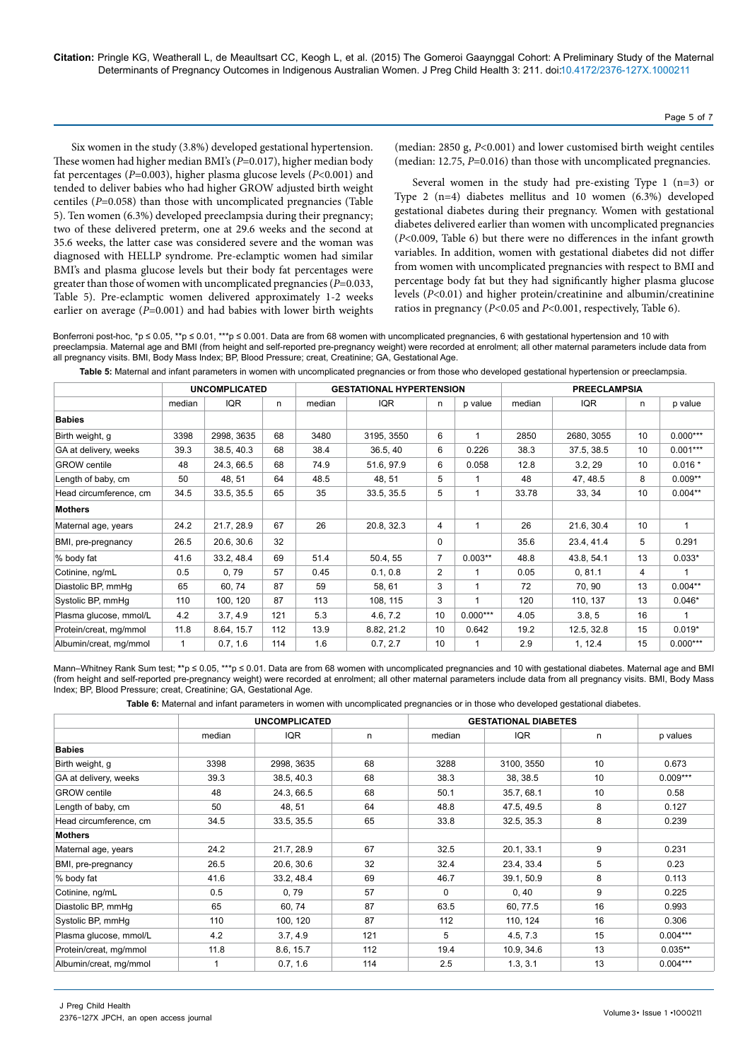Six women in the study (3.8%) developed gestational hypertension. These women had higher median BMI's ($P$=0.017), higher median body fat percentages ($P$=0.003), higher plasma glucose levels ($P$<0.001) and tended to deliver babies who had higher GROW adjusted birth weight centiles ($P$=0.058) than those with uncomplicated pregnancies (Table 5). Ten women (6.3%) developed preeclampsia during their pregnancy; two of these delivered preterm, one at 29.6 weeks and the second at 35.6 weeks, the latter case was considered severe and the woman was diagnosed with HELLP syndrome. Pre-eclamptic women had similar BMI's and plasma glucose levels but their body fat percentages were greater than those of women with uncomplicated pregnancies ($P$=0.033, Table 5). Pre-eclamptic women delivered approximately 1-2 weeks earlier on average ($P$=0.001) and had babies with lower birth weights (median: 2850 g, $P$<0.001) and lower customised birth weight centiles (median: 12.75, $P$=0.016) than those with uncomplicated pregnancies.

Several women in the study had pre-existing Type 1 (n=3) or Type 2 (n=4) diabetes mellitus and 10 women (6.3%) developed gestational diabetes during their pregnancy. Women with gestational diabetes delivered earlier than women with uncomplicated pregnancies ($P$<0.009, Table 6) but there were no differences in the infant growth variables. In addition, women with gestational diabetes did not differ from women with uncomplicated pregnancies with respect to BMI and percentage body fat but they had significantly higher plasma glucose levels ($P$<0.01) and higher protein/creatinine and albumin/creatinine ratios in pregnancy ($P$<0.05 and $P$<0.001, respectively, Table 6).

Bonferroni post-hoc, *p ≤ 0.05, **p ≤ 0.01, ***p ≤ 0.001. Data are from 68 women with uncomplicated pregnancies, 6 with gestational hypertension and 10 with preeclampsia. Maternal age and BMI (from height and self-reported pre-pregnancy weight) were recorded at enrolment; all other maternal parameters include data from all pregnancy visits. BMI, Body Mass Index; BP, Blood Pressure; creat, Creatinine; GA, Gestational Age.

**Table 5:** Maternal and infant parameters in women with uncomplicated pregnancies or from those who developed gestational hypertension or preeclampsia.

| | UNCOMPLICATED | | | GESTATIONAL HYPERTENSION | | | | PREECLAMPSIA | | | |
|---|---|---|---|---|---|---|---|---|---|---|---|
| | median | IQR | n | median | IQR | n | p value | median | IQR | n | p value |
| **Babies** | | | | | | | | | | | |
| Birth weight, g | 3398 | 2998, 3635 | 68 | 3480 | 3195, 3550 | 6 | 1 | 2850 | 2680, 3055 | 10 | 0.000*** |
| GA at delivery, weeks | 39.3 | 38.5, 40.3 | 68 | 38.4 | 36.5, 40 | 6 | 0.226 | 38.3 | 37.5, 38.5 | 10 | 0.001*** |
| GROW centile | 48 | 24.3, 66.5 | 68 | 74.9 | 51.6, 97.9 | 6 | 0.058 | 12.8 | 3.2, 29 | 10 | 0.016 * |
| Length of baby, cm | 50 | 48, 51 | 64 | 48.5 | 48, 51 | 5 | 1 | 48 | 47, 48.5 | 8 | 0.009** |
| Head circumference, cm | 34.5 | 33.5, 35.5 | 65 | 35 | 33.5, 35.5 | 5 | 1 | 33.78 | 33, 34 | 10 | 0.004** |
| **Mothers** | | | | | | | | | | | |
| Maternal age, years | 24.2 | 21.7, 28.9 | 67 | 26 | 20.8, 32.3 | 4 | 1 | 26 | 21.6, 30.4 | 10 | 1 |
| BMI, pre-pregnancy | 26.5 | 20.6, 30.6 | 32 | | | 0 | | 35.6 | 23.4, 41.4 | 5 | 0.291 |
| % body fat | 41.6 | 33.2, 48.4 | 69 | 51.4 | 50.4, 55 | 7 | 0.003** | 48.8 | 43.8, 54.1 | 13 | 0.033* |
| Cotinine, ng/mL | 0.5 | 0, 79 | 57 | 0.45 | 0.1, 0.8 | 2 | 1 | 0.05 | 0, 81.1 | 4 | 1 |
| Diastolic BP, mmHg | 65 | 60, 74 | 87 | 59 | 58, 61 | 3 | 1 | 72 | 70, 90 | 13 | 0.004** |
| Systolic BP, mmHg | 110 | 100, 120 | 87 | 113 | 108, 115 | 3 | 1 | 120 | 110, 137 | 13 | 0.046* |
| Plasma glucose, mmol/L | 4.2 | 3.7, 4.9 | 121 | 5.3 | 4.6, 7.2 | 10 | 0.000*** | 4.05 | 3.8, 5 | 16 | 1 |
| Protein/creat, mg/mmol | 11.8 | 8.64, 15.7 | 112 | 13.9 | 8.82, 21.2 | 10 | 0.642 | 19.2 | 12.5, 32.8 | 15 | 0.019* |
| Albumin/creat, mg/mmol | 1 | 0.7, 1.6 | 114 | 1.6 | 0.7, 2.7 | 10 | 1 | 2.9 | 1, 12.4 | 15 | 0.000*** |

Mann–Whitney Rank Sum test; **p ≤ 0.05, ***p ≤ 0.01. Data are from 68 women with uncomplicated pregnancies and 10 with gestational diabetes. Maternal age and BMI (from height and self-reported pre-pregnancy weight) were recorded at enrolment; all other maternal parameters include data from all pregnancy visits. BMI, Body Mass Index; BP, Blood Pressure; creat, Creatinine; GA, Gestational Age.

**Table 6:** Maternal and infant parameters in women with uncomplicated pregnancies or in those who developed gestational diabetes.

| | UNCOMPLICATED | | | GESTATIONAL DIABETES | | | |
|---|---|---|---|---|---|---|---|
| | median | IQR | n | median | IQR | n | p values |
| **Babies** | | | | | | | |
| Birth weight, g | 3398 | 2998, 3635 | 68 | 3288 | 3100, 3550 | 10 | 0.673 |
| GA at delivery, weeks | 39.3 | 38.5, 40.3 | 68 | 38.3 | 38, 38.5 | 10 | 0.009*** |
| GROW centile | 48 | 24.3, 66.5 | 68 | 50.1 | 35.7, 68.1 | 10 | 0.58 |
| Length of baby, cm | 50 | 48, 51 | 64 | 48.8 | 47.5, 49.5 | 8 | 0.127 |
| Head circumference, cm | 34.5 | 33.5, 35.5 | 65 | 33.8 | 32.5, 35.3 | 8 | 0.239 |
| **Mothers** | | | | | | | |
| Maternal age, years | 24.2 | 21.7, 28.9 | 67 | 32.5 | 20.1, 33.1 | 9 | 0.231 |
| BMI, pre-pregnancy | 26.5 | 20.6, 30.6 | 32 | 32.4 | 23.4, 33.4 | 5 | 0.23 |
| % body fat | 41.6 | 33.2, 48.4 | 69 | 46.7 | 39.1, 50.9 | 8 | 0.113 |
| Cotinine, ng/mL | 0.5 | 0, 79 | 57 | 0 | 0, 40 | 9 | 0.225 |
| Diastolic BP, mmHg | 65 | 60, 74 | 87 | 63.5 | 60, 77.5 | 16 | 0.993 |
| Systolic BP, mmHg | 110 | 100, 120 | 87 | 112 | 110, 124 | 16 | 0.306 |
| Plasma glucose, mmol/L | 4.2 | 3.7, 4.9 | 121 | 5 | 4.5, 7.3 | 15 | 0.004*** |
| Protein/creat, mg/mmol | 11.8 | 8.6, 15.7 | 112 | 19.4 | 10.9, 34.6 | 13 | 0.035** |
| Albumin/creat, mg/mmol | 1 | 0.7, 1.6 | 114 | 2.5 | 1.3, 3.1 | 13 | 0.004*** |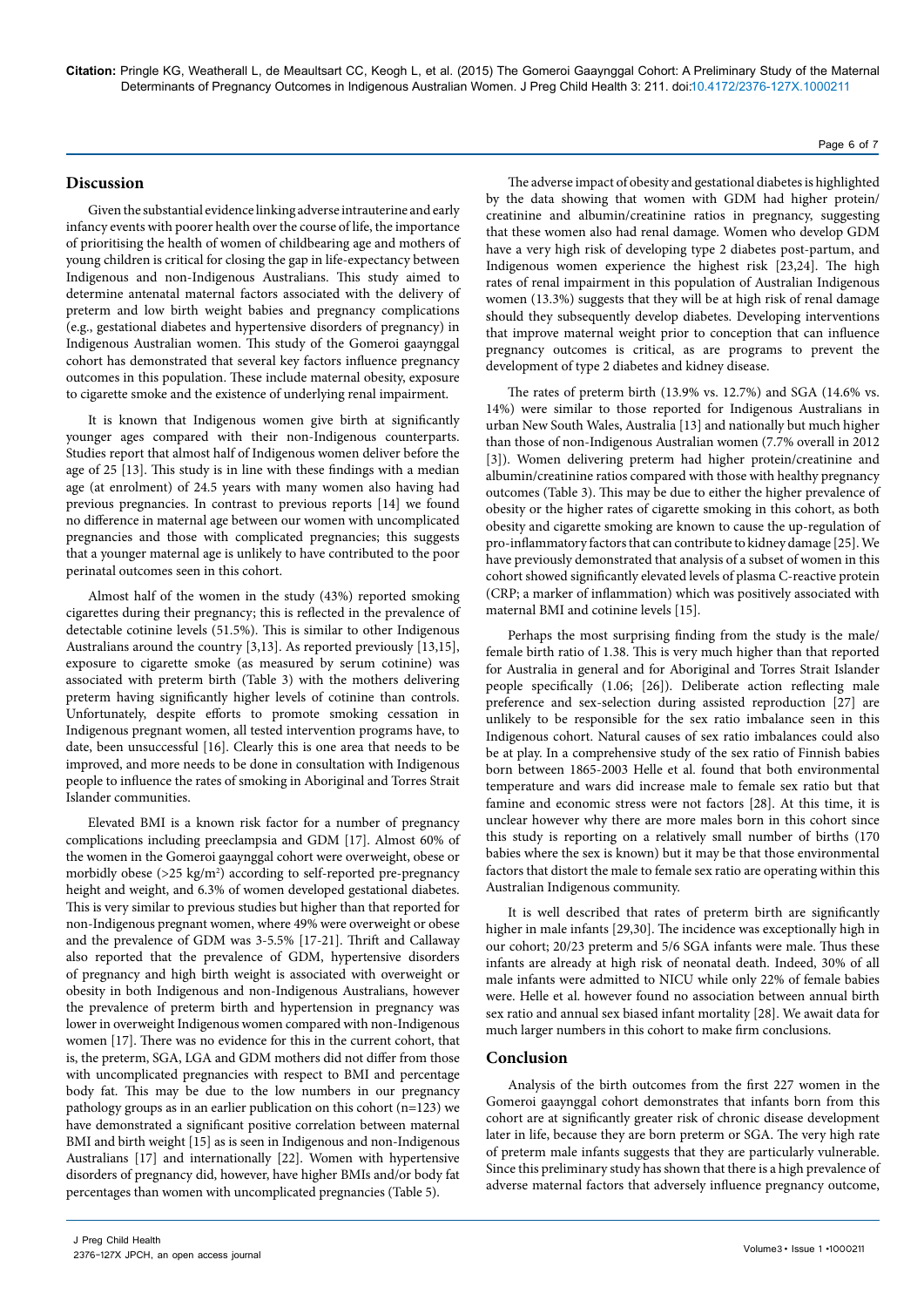## Discussion

Given the substantial evidence linking adverse intrauterine and early infancy events with poorer health over the course of life, the importance of prioritising the health of women of childbearing age and mothers of young children is critical for closing the gap in life-expectancy between Indigenous and non-Indigenous Australians. This study aimed to determine antenatal maternal factors associated with the delivery of preterm and low birth weight babies and pregnancy complications (e.g., gestational diabetes and hypertensive disorders of pregnancy) in Indigenous Australian women. This study of the Gomeroi gaaynggal cohort has demonstrated that several key factors influence pregnancy outcomes in this population. These include maternal obesity, exposure to cigarette smoke and the existence of underlying renal impairment.

It is known that Indigenous women give birth at significantly younger ages compared with their non-Indigenous counterparts. Studies report that almost half of Indigenous women deliver before the age of 25 [13]. This study is in line with these findings with a median age (at enrolment) of 24.5 years with many women also having had previous pregnancies. In contrast to previous reports [14] we found no difference in maternal age between our women with uncomplicated pregnancies and those with complicated pregnancies; this suggests that a younger maternal age is unlikely to have contributed to the poor perinatal outcomes seen in this cohort.

Almost half of the women in the study (43%) reported smoking cigarettes during their pregnancy; this is reflected in the prevalence of detectable cotinine levels (51.5%). This is similar to other Indigenous Australians around the country [3,13]. As reported previously [13,15], exposure to cigarette smoke (as measured by serum cotinine) was associated with preterm birth (Table 3) with the mothers delivering preterm having significantly higher levels of cotinine than controls. Unfortunately, despite efforts to promote smoking cessation in Indigenous pregnant women, all tested intervention programs have, to date, been unsuccessful [16]. Clearly this is one area that needs to be improved, and more needs to be done in consultation with Indigenous people to influence the rates of smoking in Aboriginal and Torres Strait Islander communities.

Elevated BMI is a known risk factor for a number of pregnancy complications including preeclampsia and GDM [17]. Almost 60% of the women in the Gomeroi gaaynggal cohort were overweight, obese or morbidly obese (>25 kg/m$^2$) according to self-reported pre-pregnancy height and weight, and 6.3% of women developed gestational diabetes. This is very similar to previous studies but higher than that reported for non-Indigenous pregnant women, where 49% were overweight or obese and the prevalence of GDM was 3-5.5% [17-21]. Thrift and Callaway also reported that the prevalence of GDM, hypertensive disorders of pregnancy and high birth weight is associated with overweight or obesity in both Indigenous and non-Indigenous Australians, however the prevalence of preterm birth and hypertension in pregnancy was lower in overweight Indigenous women compared with non-Indigenous women [17]. There was no evidence for this in the current cohort, that is, the preterm, SGA, LGA and GDM mothers did not differ from those with uncomplicated pregnancies with respect to BMI and percentage body fat. This may be due to the low numbers in our pregnancy pathology groups as in an earlier publication on this cohort (n=123) we have demonstrated a significant positive correlation between maternal BMI and birth weight [15] as is seen in Indigenous and non-Indigenous Australians [17] and internationally [22]. Women with hypertensive disorders of pregnancy did, however, have higher BMIs and/or body fat percentages than women with uncomplicated pregnancies (Table 5).

The adverse impact of obesity and gestational diabetes is highlighted by the data showing that women with GDM had higher protein/creatinine and albumin/creatinine ratios in pregnancy, suggesting that these women also had renal damage. Women who develop GDM have a very high risk of developing type 2 diabetes post-partum, and Indigenous women experience the highest risk [23,24]. The high rates of renal impairment in this population of Australian Indigenous women (13.3%) suggests that they will be at high risk of renal damage should they subsequently develop diabetes. Developing interventions that improve maternal weight prior to conception that can influence pregnancy outcomes is critical, as are programs to prevent the development of type 2 diabetes and kidney disease.

The rates of preterm birth (13.9% vs. 12.7%) and SGA (14.6% vs. 14%) were similar to those reported for Indigenous Australians in urban New South Wales, Australia [13] and nationally but much higher than those of non-Indigenous Australian women (7.7% overall in 2012 [3]). Women delivering preterm had higher protein/creatinine and albumin/creatinine ratios compared with those with healthy pregnancy outcomes (Table 3). This may be due to either the higher prevalence of obesity or the higher rates of cigarette smoking in this cohort, as both obesity and cigarette smoking are known to cause the up-regulation of pro-inflammatory factors that can contribute to kidney damage [25]. We have previously demonstrated that analysis of a subset of women in this cohort showed significantly elevated levels of plasma C-reactive protein (CRP; a marker of inflammation) which was positively associated with maternal BMI and cotinine levels [15].

Perhaps the most surprising finding from the study is the male/female birth ratio of 1.38. This is very much higher than that reported for Australia in general and for Aboriginal and Torres Strait Islander people specifically (1.06; [26]). Deliberate action reflecting male preference and sex-selection during assisted reproduction [27] are unlikely to be responsible for the sex ratio imbalance seen in this Indigenous cohort. Natural causes of sex ratio imbalances could also be at play. In a comprehensive study of the sex ratio of Finnish babies born between 1865-2003 Helle et al. found that both environmental temperature and wars did increase male to female sex ratio but that famine and economic stress were not factors [28]. At this time, it is unclear however why there are more males born in this cohort since this study is reporting on a relatively small number of births (170 babies where the sex is known) but it may be that those environmental factors that distort the male to female sex ratio are operating within this Australian Indigenous community.

It is well described that rates of preterm birth are significantly higher in male infants [29,30]. The incidence was exceptionally high in our cohort; 20/23 preterm and 5/6 SGA infants were male. Thus these infants are already at high risk of neonatal death. Indeed, 30% of all male infants were admitted to NICU while only 22% of female babies were. Helle et al. however found no association between annual birth sex ratio and annual sex biased infant mortality [28]. We await data for much larger numbers in this cohort to make firm conclusions.

## Conclusion

Analysis of the birth outcomes from the first 227 women in the Gomeroi gaaynggal cohort demonstrates that infants born from this cohort are at significantly greater risk of chronic disease development later in life, because they are born preterm or SGA. The very high rate of preterm male infants suggests that they are particularly vulnerable. Since this preliminary study has shown that there is a high prevalence of adverse maternal factors that adversely influence pregnancy outcome,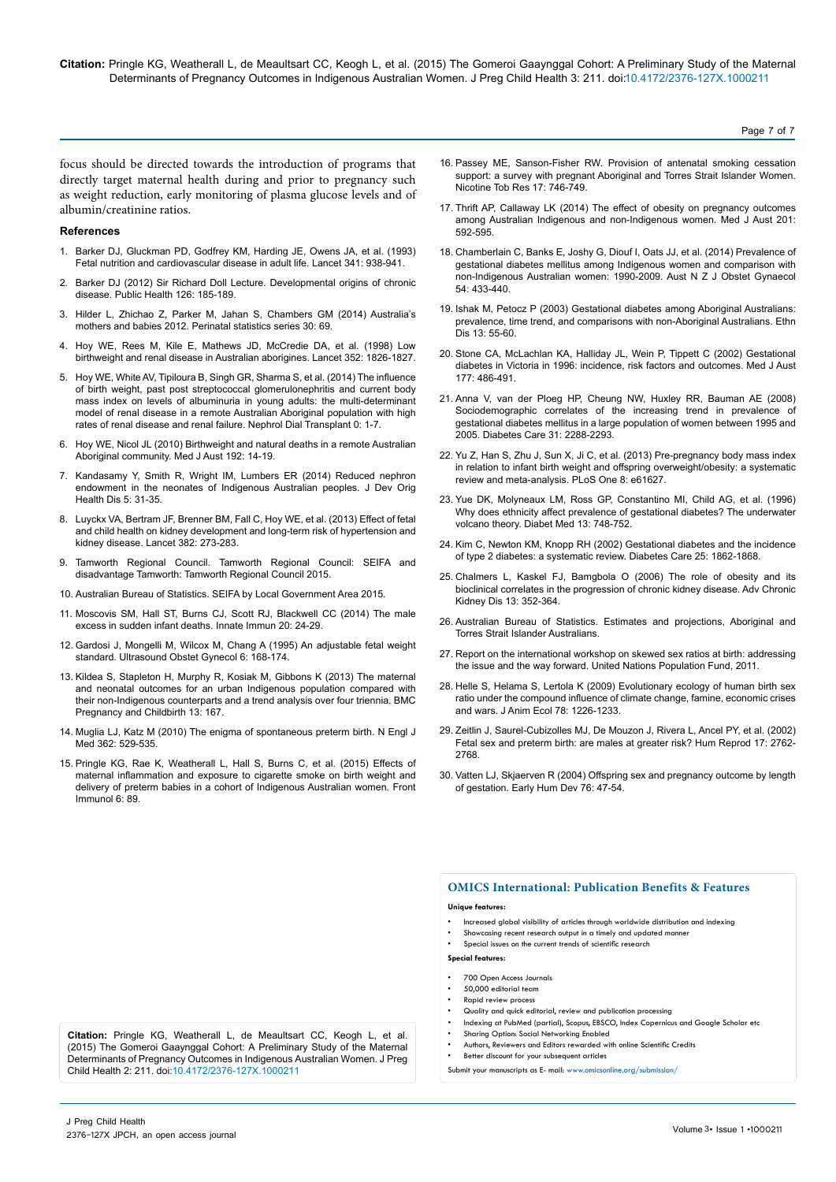focus should be directed towards the introduction of programs that directly target maternal health during and prior to pregnancy such as weight reduction, early monitoring of plasma glucose levels and of albumin/creatinine ratios.

## References

1. Barker DJ, Gluckman PD, Godfrey KM, Harding JE, Owens JA, et al. (1993) Fetal nutrition and cardiovascular disease in adult life. Lancet 341: 938-941.
2. Barker DJ (2012) Sir Richard Doll Lecture. Developmental origins of chronic disease. Public Health 126: 185-189.
3. Hilder L, Zhichao Z, Parker M, Jahan S, Chambers GM (2014) Australia's mothers and babies 2012. Perinatal statistics series 30: 69.
4. Hoy WE, Rees M, Kile E, Mathews JD, McCredie DA, et al. (1998) Low birthweight and renal disease in Australian aborigines. Lancet 352: 1826-1827.
5. Hoy WE, White AV, Tipiloura B, Singh GR, Sharma S, et al. (2014) The influence of birth weight, past post streptococcal glomerulonephritis and current body mass index on levels of albuminuria in young adults: the multi-determinant model of renal disease in a remote Australian Aboriginal population with high rates of renal disease and renal failure. Nephrol Dial Transplant 0: 1-7.
6. Hoy WE, Nicol JL (2010) Birthweight and natural deaths in a remote Australian Aboriginal community. Med J Aust 192: 14-19.
7. Kandasamy Y, Smith R, Wright IM, Lumbers ER (2014) Reduced nephron endowment in the neonates of Indigenous Australian peoples. J Dev Orig Health Dis 5: 31-35.
8. Luyckx VA, Bertram JF, Brenner BM, Fall C, Hoy WE, et al. (2013) Effect of fetal and child health on kidney development and long-term risk of hypertension and kidney disease. Lancet 382: 273-283.
9. Tamworth Regional Council. Tamworth Regional Council: SEIFA and disadvantage Tamworth: Tamworth Regional Council 2015.
10. Australian Bureau of Statistics. SEIFA by Local Government Area 2015.
11. Moscovis SM, Hall ST, Burns CJ, Scott RJ, Blackwell CC (2014) The male excess in sudden infant deaths. Innate Immun 20: 24-29.
12. Gardosi J, Mongelli M, Wilcox M, Chang A (1995) An adjustable fetal weight standard. Ultrasound Obstet Gynecol 6: 168-174.
13. Kildea S, Stapleton H, Murphy R, Kosiak M, Gibbons K (2013) The maternal and neonatal outcomes for an urban Indigenous population compared with their non-Indigenous counterparts and a trend analysis over four triennia. BMC Pregnancy and Childbirth 13: 167.
14. Muglia LJ, Katz M (2010) The enigma of spontaneous preterm birth. N Engl J Med 362: 529-535.
15. Pringle KG, Rae K, Weatherall L, Hall S, Burns C, et al. (2015) Effects of maternal inflammation and exposure to cigarette smoke on birth weight and delivery of preterm babies in a cohort of Indigenous Australian women. Front Immunol 6: 89.
16. Passey ME, Sanson-Fisher RW. Provision of antenatal smoking cessation support: a survey with pregnant Aboriginal and Torres Strait Islander Women. Nicotine Tob Res 17: 746-749.
17. Thrift AP, Callaway LK (2014) The effect of obesity on pregnancy outcomes among Australian Indigenous and non-Indigenous women. Med J Aust 201: 592-595.
18. Chamberlain C, Banks E, Joshy G, Diouf I, Oats JJ, et al. (2014) Prevalence of gestational diabetes mellitus among Indigenous women and comparison with non-Indigenous Australian women: 1990-2009. Aust N Z J Obstet Gynaecol 54: 433-440.
19. Ishak M, Petocz P (2003) Gestational diabetes among Aboriginal Australians: prevalence, time trend, and comparisons with non-Aboriginal Australians. Ethn Dis 13: 55-60.
20. Stone CA, McLachlan KA, Halliday JL, Wein P, Tippett C (2002) Gestational diabetes in Victoria in 1996: incidence, risk factors and outcomes. Med J Aust 177: 486-491.
21. Anna V, van der Ploeg HP, Cheung NW, Huxley RR, Bauman AE (2008) Sociodemographic correlates of the increasing trend in prevalence of gestational diabetes mellitus in a large population of women between 1995 and 2005. Diabetes Care 31: 2288-2293.
22. Yu Z, Han S, Zhu J, Sun X, Ji C, et al. (2013) Pre-pregnancy body mass index in relation to infant birth weight and offspring overweight/obesity: a systematic review and meta-analysis. PLoS One 8: e61627.
23. Yue DK, Molyneaux LM, Ross GP, Constantino MI, Child AG, et al. (1996) Why does ethnicity affect prevalence of gestational diabetes? The underwater volcano theory. Diabet Med 13: 748-752.
24. Kim C, Newton KM, Knopp RH (2002) Gestational diabetes and the incidence of type 2 diabetes: a systematic review. Diabetes Care 25: 1862-1868.
25. Chalmers L, Kaskel FJ, Bamgbola O (2006) The role of obesity and its bioclinical correlates in the progression of chronic kidney disease. Adv Chronic Kidney Dis 13: 352-364.
26. Australian Bureau of Statistics. Estimates and projections, Aboriginal and Torres Strait Islander Australians.
27. Report on the international workshop on skewed sex ratios at birth: addressing the issue and the way forward. United Nations Population Fund, 2011.
28. Helle S, Helama S, Lertola K (2009) Evolutionary ecology of human birth sex ratio under the compound influence of climate change, famine, economic crises and wars. J Anim Ecol 78: 1226-1233.
29. Zeitlin J, Saurel-Cubizolles MJ, De Mouzon J, Rivera L, Ancel PY, et al. (2002) Fetal sex and preterm birth: are males at greater risk? Hum Reprod 17: 2762-2768.
30. Vatten LJ, Skjaerven R (2004) Offspring sex and pregnancy outcome by length of gestation. Early Hum Dev 76: 47-54.

**Citation:** Pringle KG, Weatherall L, de Meaultsart CC, Keogh L, et al. (2015) The Gomeroi Gaaynggal Cohort: A Preliminary Study of the Maternal Determinants of Pregnancy Outcomes in Indigenous Australian Women. J Preg Child Health 2: 211. doi:10.4172/2376-127X.1000211

### OMICS International: Publication Benefits & Features

**Unique features:**

- Increased global visibility of articles through worldwide distribution and indexing
- Showcasing recent research output in a timely and updated manner
- Special issues on the current trends of scientific research

**Special features:**

- 700 Open Access Journals
- 50,000 editorial team
- Rapid review process
- Quality and quick editorial, review and publication processing
- Indexing at PubMed (partial), Scopus, EBSCO, Index Copernicus and Google Scholar etc
- Sharing Option: Social Networking Enabled
- Authors, Reviewers and Editors rewarded with online Scientific Credits
- Better discount for your subsequent articles

Submit your manuscripts as E- mail: www.omicsonline.org/submission/